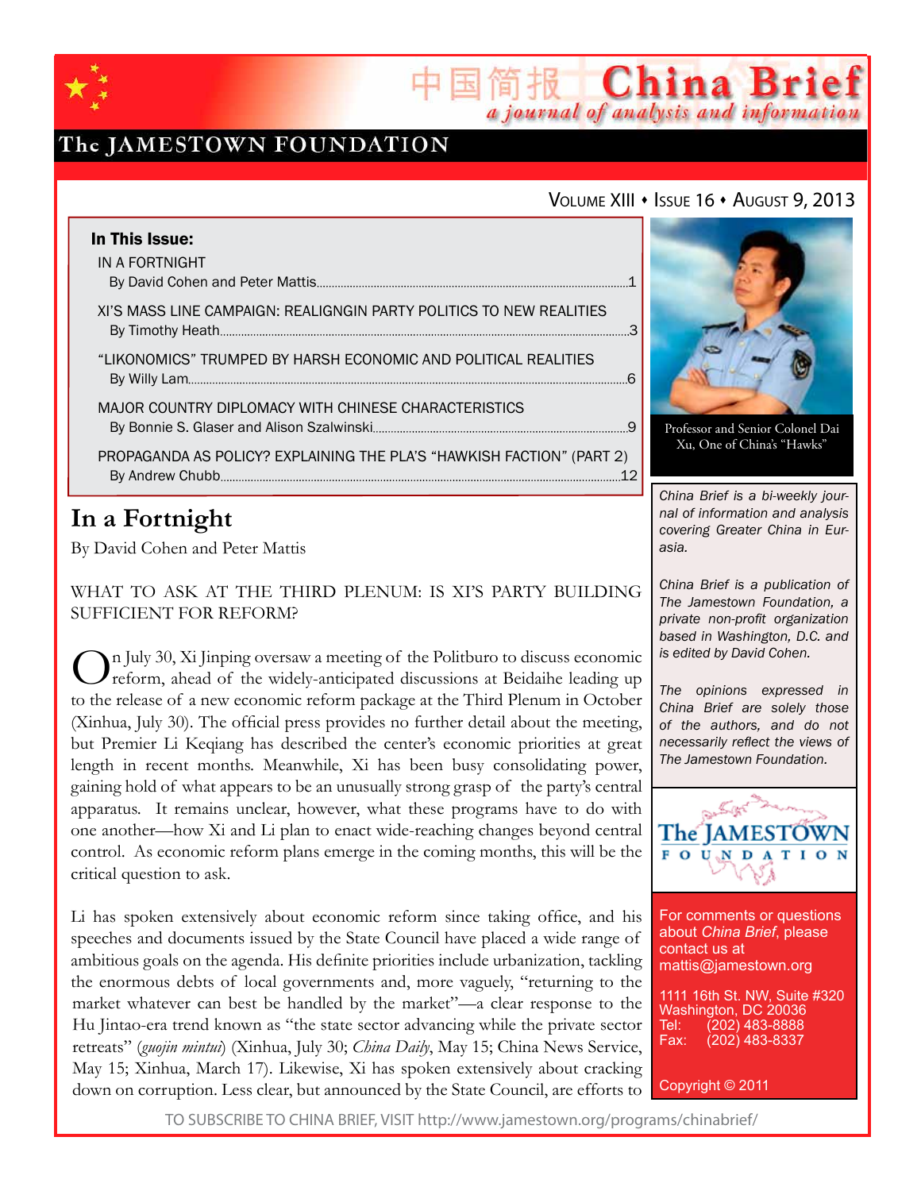# China Brief

中国简报 *a journal of analysis and information*

The JAMESTOWN FOUNDATION

VOLUME XIII • ISSUE 16 • AUGUST 9, 2013

**In This Issue:**

IN A FORTNIGHT
By David Cohen and Peter Mattis ... 1

XI'S MASS LINE CAMPAIGN: REALIGNGIN PARTY POLITICS TO NEW REALITIES
By Timothy Heath ... 3

"LIKONOMICS" TRUMPED BY HARSH ECONOMIC AND POLITICAL REALITIES
By Willy Lam ... 6

MAJOR COUNTRY DIPLOMACY WITH CHINESE CHARACTERISTICS
By Bonnie S. Glaser and Alison Szalwinski ... 9

PROPAGANDA AS POLICY? EXPLAINING THE PLA'S "HAWKISH FACTION" (PART 2)
By Andrew Chubb ... 12

Professor and Senior Colonel Dai Xu, One of China's "Hawks"

*China Brief is a bi-weekly journal of information and analysis covering Greater China in Eurasia.*

*China Brief is a publication of The Jamestown Foundation, a private non-profit organization based in Washington, D.C. and is edited by David Cohen.*

*The opinions expressed in China Brief are solely those of the authors, and do not necessarily reflect the views of The Jamestown Foundation.*

For comments or questions about *China Brief*, please contact us at mattis@jamestown.org

1111 16th St. NW, Suite #320
Washington, DC 20036
Tel: (202) 483-8888
Fax: (202) 483-8337

Copyright © 2011

## In a Fortnight

By David Cohen and Peter Mattis

WHAT TO ASK AT THE THIRD PLENUM: IS XI'S PARTY BUILDING SUFFICIENT FOR REFORM?

On July 30, Xi Jinping oversaw a meeting of the Politburo to discuss economic reform, ahead of the widely-anticipated discussions at Beidaihe leading up to the release of a new economic reform package at the Third Plenum in October (Xinhua, July 30). The official press provides no further detail about the meeting, but Premier Li Keqiang has described the center's economic priorities at great length in recent months. Meanwhile, Xi has been busy consolidating power, gaining hold of what appears to be an unusually strong grasp of the party's central apparatus. It remains unclear, however, what these programs have to do with one another—how Xi and Li plan to enact wide-reaching changes beyond central control. As economic reform plans emerge in the coming months, this will be the critical question to ask.

Li has spoken extensively about economic reform since taking office, and his speeches and documents issued by the State Council have placed a wide range of ambitious goals on the agenda. His definite priorities include urbanization, tackling the enormous debts of local governments and, more vaguely, "returning to the market whatever can best be handled by the market"—a clear response to the Hu Jintao-era trend known as "the state sector advancing while the private sector retreats" (*guojin mintui*) (Xinhua, July 30; *China Daily*, May 15; China News Service, May 15; Xinhua, March 17). Likewise, Xi has spoken extensively about cracking down on corruption. Less clear, but announced by the State Council, are efforts to

TO SUBSCRIBE TO CHINA BRIEF, VISIT http://www.jamestown.org/programs/chinabrief/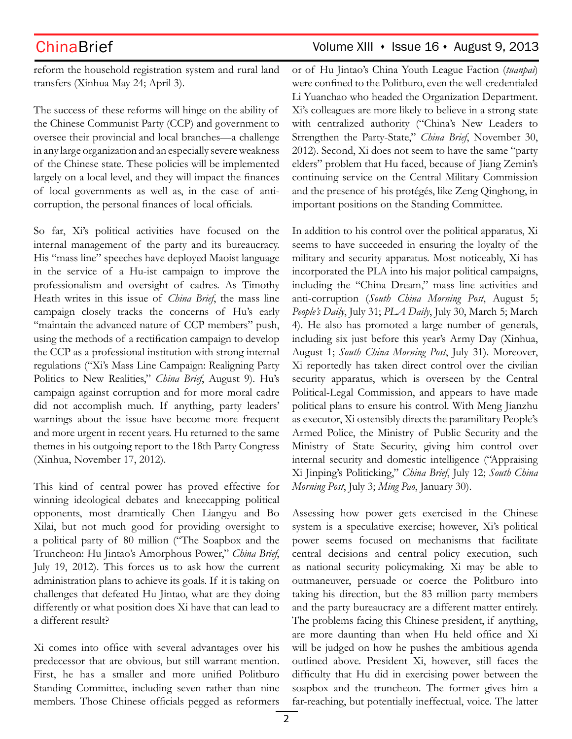reform the household registration system and rural land transfers (Xinhua May 24; April 3).

The success of these reforms will hinge on the ability of the Chinese Communist Party (CCP) and government to oversee their provincial and local branches—a challenge in any large organization and an especially severe weakness of the Chinese state. These policies will be implemented largely on a local level, and they will impact the finances of local governments as well as, in the case of anti-corruption, the personal finances of local officials.

So far, Xi's political activities have focused on the internal management of the party and its bureaucracy. His "mass line" speeches have deployed Maoist language in the service of a Hu-ist campaign to improve the professionalism and oversight of cadres. As Timothy Heath writes in this issue of *China Brief*, the mass line campaign closely tracks the concerns of Hu's early "maintain the advanced nature of CCP members" push, using the methods of a rectification campaign to develop the CCP as a professional institution with strong internal regulations ("Xi's Mass Line Campaign: Realigning Party Politics to New Realities," *China Brief*, August 9). Hu's campaign against corruption and for more moral cadre did not accomplish much. If anything, party leaders' warnings about the issue have become more frequent and more urgent in recent years. Hu returned to the same themes in his outgoing report to the 18th Party Congress (Xinhua, November 17, 2012).

This kind of central power has proved effective for winning ideological debates and kneecapping political opponents, most dramtically Chen Liangyu and Bo Xilai, but not much good for providing oversight to a political party of 80 million ("The Soapbox and the Truncheon: Hu Jintao's Amorphous Power," *China Brief*, July 19, 2012). This forces us to ask how the current administration plans to achieve its goals. If it is taking on challenges that defeated Hu Jintao, what are they doing differently or what position does Xi have that can lead to a different result?

Xi comes into office with several advantages over his predecessor that are obvious, but still warrant mention. First, he has a smaller and more unified Politburo Standing Committee, including seven rather than nine members. Those Chinese officials pegged as reformers or of Hu Jintao's China Youth League Faction (*tuanpai*) were confined to the Politburo, even the well-credentialed Li Yuanchao who headed the Organization Department. Xi's colleagues are more likely to believe in a strong state with centralized authority ("China's New Leaders to Strengthen the Party-State," *China Brief*, November 30, 2012). Second, Xi does not seem to have the same "party elders" problem that Hu faced, because of Jiang Zemin's continuing service on the Central Military Commission and the presence of his protégés, like Zeng Qinghong, in important positions on the Standing Committee.

In addition to his control over the political apparatus, Xi seems to have succeeded in ensuring the loyalty of the military and security apparatus. Most noticeably, Xi has incorporated the PLA into his major political campaigns, including the "China Dream," mass line activities and anti-corruption (*South China Morning Post*, August 5; *People's Daily*, July 31; *PLA Daily*, July 30, March 5; March 4). He also has promoted a large number of generals, including six just before this year's Army Day (Xinhua, August 1; *South China Morning Post*, July 31). Moreover, Xi reportedly has taken direct control over the civilian security apparatus, which is overseen by the Central Political-Legal Commission, and appears to have made political plans to ensure his control. With Meng Jianzhu as executor, Xi ostensibly directs the paramilitary People's Armed Police, the Ministry of Public Security and the Ministry of State Security, giving him control over internal security and domestic intelligence ("Appraising Xi Jinping's Politicking," *China Brief*, July 12; *South China Morning Post*, July 3; *Ming Pao*, January 30).

Assessing how power gets exercised in the Chinese system is a speculative exercise; however, Xi's political power seems focused on mechanisms that facilitate central decisions and central policy execution, such as national security policymaking. Xi may be able to outmaneuver, persuade or coerce the Politburo into taking his direction, but the 83 million party members and the party bureaucracy are a different matter entirely. The problems facing this Chinese president, if anything, are more daunting than when Hu held office and Xi will be judged on how he pushes the ambitious agenda outlined above. President Xi, however, still faces the difficulty that Hu did in exercising power between the soapbox and the truncheon. The former gives him a far-reaching, but potentially ineffectual, voice. The latter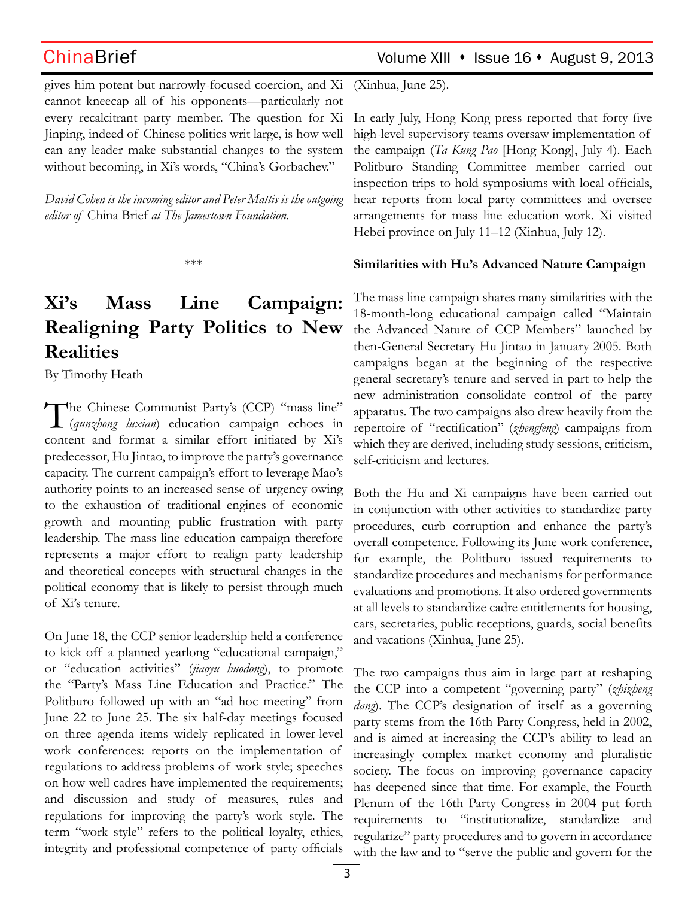gives him potent but narrowly-focused coercion, and Xi cannot kneecap all of his opponents—particularly not every recalcitrant party member. The question for Xi Jinping, indeed of Chinese politics writ large, is how well can any leader make substantial changes to the system without becoming, in Xi's words, "China's Gorbachev."

*David Cohen is the incoming editor and Peter Mattis is the outgoing editor of* China Brief *at The Jamestown Foundation.*

\*\*\*

# Xi's Mass Line Campaign: Realigning Party Politics to New Realities

By Timothy Heath

The Chinese Communist Party's (CCP) "mass line" (*qunzhong luxian*) education campaign echoes in content and format a similar effort initiated by Xi's predecessor, Hu Jintao, to improve the party's governance capacity. The current campaign's effort to leverage Mao's authority points to an increased sense of urgency owing to the exhaustion of traditional engines of economic growth and mounting public frustration with party leadership. The mass line education campaign therefore represents a major effort to realign party leadership and theoretical concepts with structural changes in the political economy that is likely to persist through much of Xi's tenure.

On June 18, the CCP senior leadership held a conference to kick off a planned yearlong "educational campaign," or "education activities" (*jiaoyu huodong*), to promote the "Party's Mass Line Education and Practice." The Politburo followed up with an "ad hoc meeting" from June 22 to June 25. The six half-day meetings focused on three agenda items widely replicated in lower-level work conferences: reports on the implementation of regulations to address problems of work style; speeches on how well cadres have implemented the requirements; and discussion and study of measures, rules and regulations for improving the party's work style. The term "work style" refers to the political loyalty, ethics, integrity and professional competence of party officials (Xinhua, June 25).

In early July, Hong Kong press reported that forty five high-level supervisory teams oversaw implementation of the campaign (*Ta Kung Pao* [Hong Kong], July 4). Each Politburo Standing Committee member carried out inspection trips to hold symposiums with local officials, hear reports from local party committees and oversee arrangements for mass line education work. Xi visited Hebei province on July 11–12 (Xinhua, July 12).

**Similarities with Hu's Advanced Nature Campaign**

The mass line campaign shares many similarities with the 18-month-long educational campaign called "Maintain the Advanced Nature of CCP Members" launched by then-General Secretary Hu Jintao in January 2005. Both campaigns began at the beginning of the respective general secretary's tenure and served in part to help the new administration consolidate control of the party apparatus. The two campaigns also drew heavily from the repertoire of "rectification" (*zhengfeng*) campaigns from which they are derived, including study sessions, criticism, self-criticism and lectures.

Both the Hu and Xi campaigns have been carried out in conjunction with other activities to standardize party procedures, curb corruption and enhance the party's overall competence. Following its June work conference, for example, the Politburo issued requirements to standardize procedures and mechanisms for performance evaluations and promotions. It also ordered governments at all levels to standardize cadre entitlements for housing, cars, secretaries, public receptions, guards, social benefits and vacations (Xinhua, June 25).

The two campaigns thus aim in large part at reshaping the CCP into a competent "governing party" (*zhizheng dang*). The CCP's designation of itself as a governing party stems from the 16th Party Congress, held in 2002, and is aimed at increasing the CCP's ability to lead an increasingly complex market economy and pluralistic society. The focus on improving governance capacity has deepened since that time. For example, the Fourth Plenum of the 16th Party Congress in 2004 put forth requirements to "institutionalize, standardize and regularize" party procedures and to govern in accordance with the law and to "serve the public and govern for the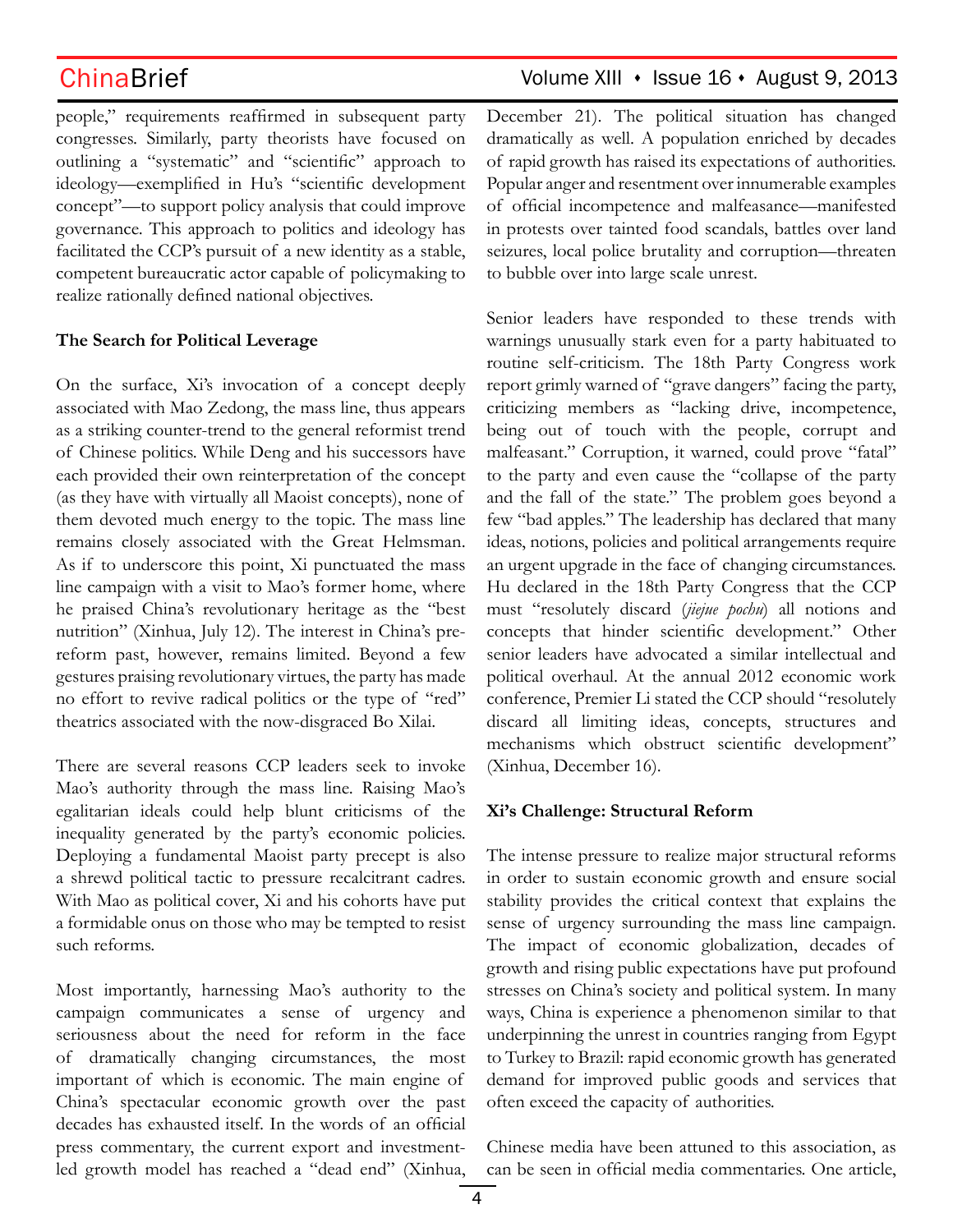people," requirements reaffirmed in subsequent party congresses. Similarly, party theorists have focused on outlining a "systematic" and "scientific" approach to ideology—exemplified in Hu's "scientific development concept"—to support policy analysis that could improve governance. This approach to politics and ideology has facilitated the CCP's pursuit of a new identity as a stable, competent bureaucratic actor capable of policymaking to realize rationally defined national objectives.

**The Search for Political Leverage**

On the surface, Xi's invocation of a concept deeply associated with Mao Zedong, the mass line, thus appears as a striking counter-trend to the general reformist trend of Chinese politics. While Deng and his successors have each provided their own reinterpretation of the concept (as they have with virtually all Maoist concepts), none of them devoted much energy to the topic. The mass line remains closely associated with the Great Helmsman. As if to underscore this point, Xi punctuated the mass line campaign with a visit to Mao's former home, where he praised China's revolutionary heritage as the "best nutrition" (Xinhua, July 12). The interest in China's pre-reform past, however, remains limited. Beyond a few gestures praising revolutionary virtues, the party has made no effort to revive radical politics or the type of "red" theatrics associated with the now-disgraced Bo Xilai.

There are several reasons CCP leaders seek to invoke Mao's authority through the mass line. Raising Mao's egalitarian ideals could help blunt criticisms of the inequality generated by the party's economic policies. Deploying a fundamental Maoist party precept is also a shrewd political tactic to pressure recalcitrant cadres. With Mao as political cover, Xi and his cohorts have put a formidable onus on those who may be tempted to resist such reforms.

Most importantly, harnessing Mao's authority to the campaign communicates a sense of urgency and seriousness about the need for reform in the face of dramatically changing circumstances, the most important of which is economic. The main engine of China's spectacular economic growth over the past decades has exhausted itself. In the words of an official press commentary, the current export and investment-led growth model has reached a "dead end" (Xinhua, December 21). The political situation has changed dramatically as well. A population enriched by decades of rapid growth has raised its expectations of authorities. Popular anger and resentment over innumerable examples of official incompetence and malfeasance—manifested in protests over tainted food scandals, battles over land seizures, local police brutality and corruption—threaten to bubble over into large scale unrest.

Senior leaders have responded to these trends with warnings unusually stark even for a party habituated to routine self-criticism. The 18th Party Congress work report grimly warned of "grave dangers" facing the party, criticizing members as "lacking drive, incompetence, being out of touch with the people, corrupt and malfeasant." Corruption, it warned, could prove "fatal" to the party and even cause the "collapse of the party and the fall of the state." The problem goes beyond a few "bad apples." The leadership has declared that many ideas, notions, policies and political arrangements require an urgent upgrade in the face of changing circumstances. Hu declared in the 18th Party Congress that the CCP must "resolutely discard (*jiejue pochu*) all notions and concepts that hinder scientific development." Other senior leaders have advocated a similar intellectual and political overhaul. At the annual 2012 economic work conference, Premier Li stated the CCP should "resolutely discard all limiting ideas, concepts, structures and mechanisms which obstruct scientific development" (Xinhua, December 16).

**Xi's Challenge: Structural Reform**

The intense pressure to realize major structural reforms in order to sustain economic growth and ensure social stability provides the critical context that explains the sense of urgency surrounding the mass line campaign. The impact of economic globalization, decades of growth and rising public expectations have put profound stresses on China's society and political system. In many ways, China is experience a phenomenon similar to that underpinning the unrest in countries ranging from Egypt to Turkey to Brazil: rapid economic growth has generated demand for improved public goods and services that often exceed the capacity of authorities.

Chinese media have been attuned to this association, as can be seen in official media commentaries. One article,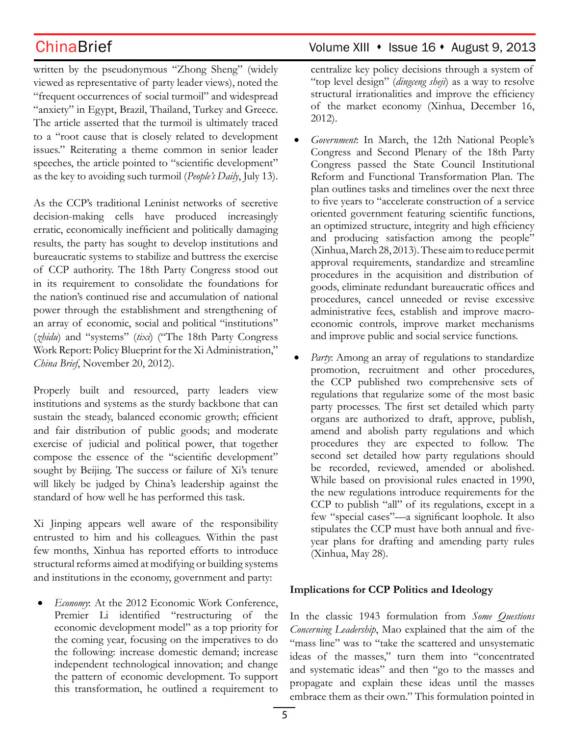written by the pseudonymous "Zhong Sheng" (widely viewed as representative of party leader views), noted the "frequent occurrences of social turmoil" and widespread "anxiety" in Egypt, Brazil, Thailand, Turkey and Greece. The article asserted that the turmoil is ultimately traced to a "root cause that is closely related to development issues." Reiterating a theme common in senior leader speeches, the article pointed to "scientific development" as the key to avoiding such turmoil (*People's Daily*, July 13).

As the CCP's traditional Leninist networks of secretive decision-making cells have produced increasingly erratic, economically inefficient and politically damaging results, the party has sought to develop institutions and bureaucratic systems to stabilize and buttress the exercise of CCP authority. The 18th Party Congress stood out in its requirement to consolidate the foundations for the nation's continued rise and accumulation of national power through the establishment and strengthening of an array of economic, social and political "institutions" (*zhidu*) and "systems" (*tixi*) ("The 18th Party Congress Work Report: Policy Blueprint for the Xi Administration," *China Brief*, November 20, 2012).

Properly built and resourced, party leaders view institutions and systems as the sturdy backbone that can sustain the steady, balanced economic growth; efficient and fair distribution of public goods; and moderate exercise of judicial and political power, that together compose the essence of the "scientific development" sought by Beijing. The success or failure of Xi's tenure will likely be judged by China's leadership against the standard of how well he has performed this task.

Xi Jinping appears well aware of the responsibility entrusted to him and his colleagues. Within the past few months, Xinhua has reported efforts to introduce structural reforms aimed at modifying or building systems and institutions in the economy, government and party:

- *Economy*: At the 2012 Economic Work Conference, Premier Li identified "restructuring of the economic development model" as a top priority for the coming year, focusing on the imperatives to do the following: increase domestic demand; increase independent technological innovation; and change the pattern of economic development. To support this transformation, he outlined a requirement to centralize key policy decisions through a system of "top level design" (*dingceng sheji*) as a way to resolve structural irrationalities and improve the efficiency of the market economy (Xinhua, December 16, 2012).
- *Government*: In March, the 12th National People's Congress and Second Plenary of the 18th Party Congress passed the State Council Institutional Reform and Functional Transformation Plan. The plan outlines tasks and timelines over the next three to five years to "accelerate construction of a service oriented government featuring scientific functions, an optimized structure, integrity and high efficiency and producing satisfaction among the people" (Xinhua, March 28, 2013). These aim to reduce permit approval requirements, standardize and streamline procedures in the acquisition and distribution of goods, eliminate redundant bureaucratic offices and procedures, cancel unneeded or revise excessive administrative fees, establish and improve macro-economic controls, improve market mechanisms and improve public and social service functions.
- *Party*: Among an array of regulations to standardize promotion, recruitment and other procedures, the CCP published two comprehensive sets of regulations that regularize some of the most basic party processes. The first set detailed which party organs are authorized to draft, approve, publish, amend and abolish party regulations and which procedures they are expected to follow. The second set detailed how party regulations should be recorded, reviewed, amended or abolished. While based on provisional rules enacted in 1990, the new regulations introduce requirements for the CCP to publish "all" of its regulations, except in a few "special cases"—a significant loophole. It also stipulates the CCP must have both annual and five-year plans for drafting and amending party rules (Xinhua, May 28).

**Implications for CCP Politics and Ideology**

In the classic 1943 formulation from *Some Questions Concerning Leadership*, Mao explained that the aim of the "mass line" was to "take the scattered and unsystematic ideas of the masses," turn them into "concentrated and systematic ideas" and then "go to the masses and propagate and explain these ideas until the masses embrace them as their own." This formulation pointed in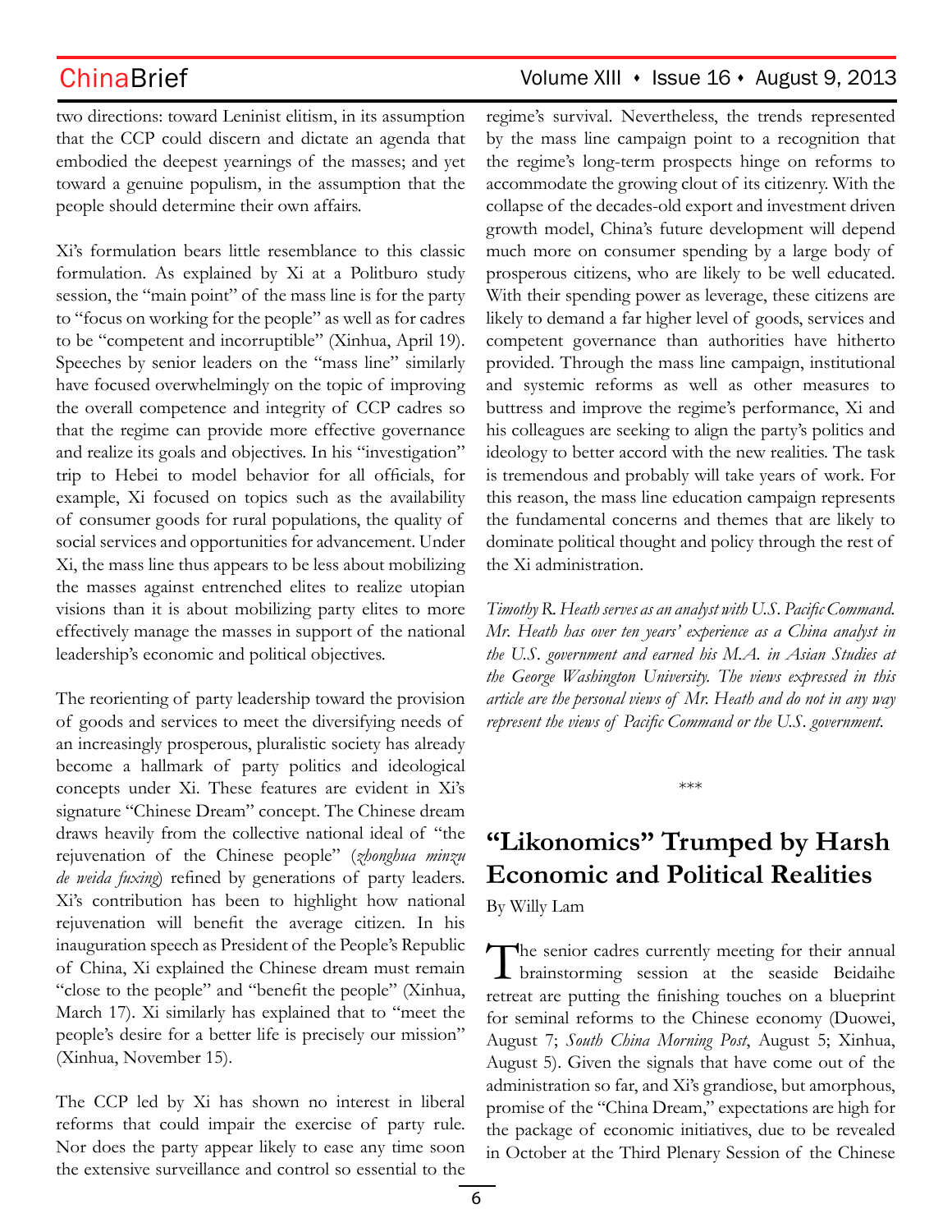two directions: toward Leninist elitism, in its assumption that the CCP could discern and dictate an agenda that embodied the deepest yearnings of the masses; and yet toward a genuine populism, in the assumption that the people should determine their own affairs.

Xi's formulation bears little resemblance to this classic formulation. As explained by Xi at a Politburo study session, the "main point" of the mass line is for the party to "focus on working for the people" as well as for cadres to be "competent and incorruptible" (Xinhua, April 19). Speeches by senior leaders on the "mass line" similarly have focused overwhelmingly on the topic of improving the overall competence and integrity of CCP cadres so that the regime can provide more effective governance and realize its goals and objectives. In his "investigation" trip to Hebei to model behavior for all officials, for example, Xi focused on topics such as the availability of consumer goods for rural populations, the quality of social services and opportunities for advancement. Under Xi, the mass line thus appears to be less about mobilizing the masses against entrenched elites to realize utopian visions than it is about mobilizing party elites to more effectively manage the masses in support of the national leadership's economic and political objectives.

The reorienting of party leadership toward the provision of goods and services to meet the diversifying needs of an increasingly prosperous, pluralistic society has already become a hallmark of party politics and ideological concepts under Xi. These features are evident in Xi's signature "Chinese Dream" concept. The Chinese dream draws heavily from the collective national ideal of "the rejuvenation of the Chinese people" (*zhonghua minzu de weida fuxing*) refined by generations of party leaders. Xi's contribution has been to highlight how national rejuvenation will benefit the average citizen. In his inauguration speech as President of the People's Republic of China, Xi explained the Chinese dream must remain "close to the people" and "benefit the people" (Xinhua, March 17). Xi similarly has explained that to "meet the people's desire for a better life is precisely our mission" (Xinhua, November 15).

The CCP led by Xi has shown no interest in liberal reforms that could impair the exercise of party rule. Nor does the party appear likely to ease any time soon the extensive surveillance and control so essential to the regime's survival. Nevertheless, the trends represented by the mass line campaign point to a recognition that the regime's long-term prospects hinge on reforms to accommodate the growing clout of its citizenry. With the collapse of the decades-old export and investment driven growth model, China's future development will depend much more on consumer spending by a large body of prosperous citizens, who are likely to be well educated. With their spending power as leverage, these citizens are likely to demand a far higher level of goods, services and competent governance than authorities have hitherto provided. Through the mass line campaign, institutional and systemic reforms as well as other measures to buttress and improve the regime's performance, Xi and his colleagues are seeking to align the party's politics and ideology to better accord with the new realities. The task is tremendous and probably will take years of work. For this reason, the mass line education campaign represents the fundamental concerns and themes that are likely to dominate political thought and policy through the rest of the Xi administration.

*Timothy R. Heath serves as an analyst with U.S. Pacific Command. Mr. Heath has over ten years' experience as a China analyst in the U.S. government and earned his M.A. in Asian Studies at the George Washington University. The views expressed in this article are the personal views of Mr. Heath and do not in any way represent the views of Pacific Command or the U.S. government.*

***

# "Likonomics" Trumped by Harsh Economic and Political Realities

By Willy Lam

The senior cadres currently meeting for their annual brainstorming session at the seaside Beidaihe retreat are putting the finishing touches on a blueprint for seminal reforms to the Chinese economy (Duowei, August 7; *South China Morning Post*, August 5; Xinhua, August 5). Given the signals that have come out of the administration so far, and Xi's grandiose, but amorphous, promise of the "China Dream," expectations are high for the package of economic initiatives, due to be revealed in October at the Third Plenary Session of the Chinese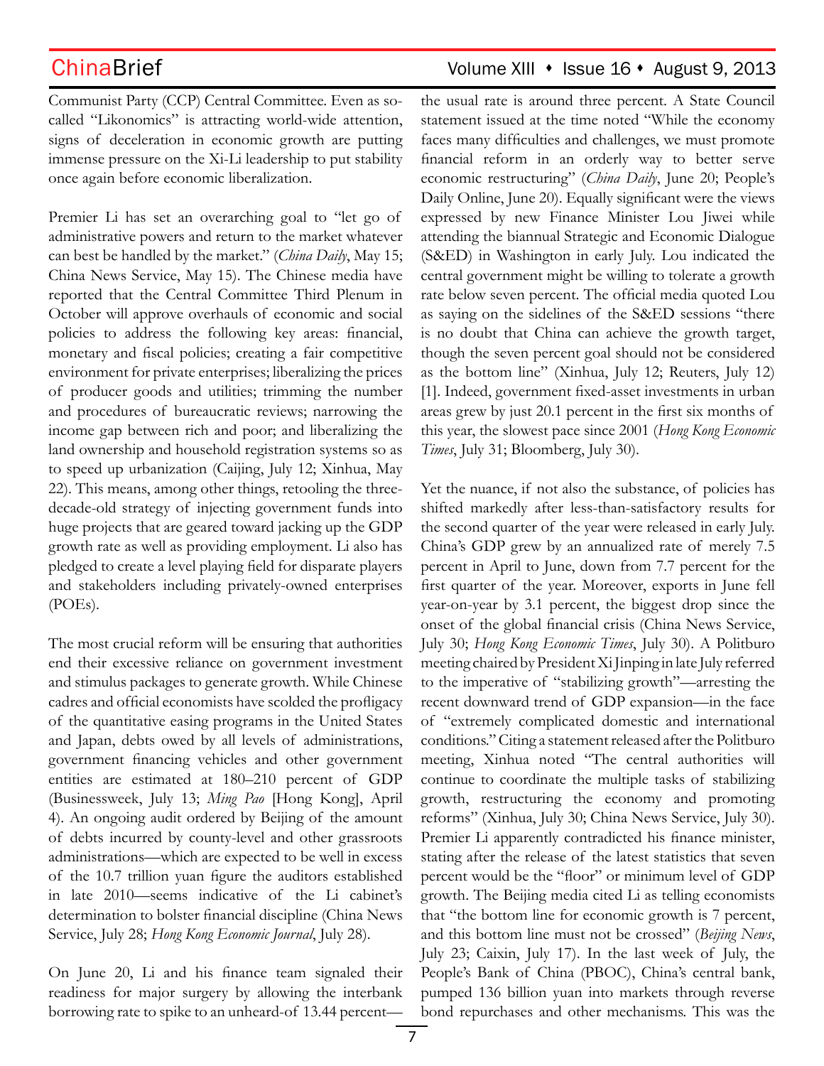Communist Party (CCP) Central Committee. Even as so-called "Likonomics" is attracting world-wide attention, signs of deceleration in economic growth are putting immense pressure on the Xi-Li leadership to put stability once again before economic liberalization.

Premier Li has set an overarching goal to "let go of administrative powers and return to the market whatever can best be handled by the market." (*China Daily*, May 15; China News Service, May 15). The Chinese media have reported that the Central Committee Third Plenum in October will approve overhauls of economic and social policies to address the following key areas: financial, monetary and fiscal policies; creating a fair competitive environment for private enterprises; liberalizing the prices of producer goods and utilities; trimming the number and procedures of bureaucratic reviews; narrowing the income gap between rich and poor; and liberalizing the land ownership and household registration systems so as to speed up urbanization (Caijing, July 12; Xinhua, May 22). This means, among other things, retooling the three-decade-old strategy of injecting government funds into huge projects that are geared toward jacking up the GDP growth rate as well as providing employment. Li also has pledged to create a level playing field for disparate players and stakeholders including privately-owned enterprises (POEs).

The most crucial reform will be ensuring that authorities end their excessive reliance on government investment and stimulus packages to generate growth. While Chinese cadres and official economists have scolded the profligacy of the quantitative easing programs in the United States and Japan, debts owed by all levels of administrations, government financing vehicles and other government entities are estimated at 180–210 percent of GDP (Businessweek, July 13; *Ming Pao* [Hong Kong], April 4). An ongoing audit ordered by Beijing of the amount of debts incurred by county-level and other grassroots administrations—which are expected to be well in excess of the 10.7 trillion yuan figure the auditors established in late 2010—seems indicative of the Li cabinet's determination to bolster financial discipline (China News Service, July 28; *Hong Kong Economic Journal*, July 28).

On June 20, Li and his finance team signaled their readiness for major surgery by allowing the interbank borrowing rate to spike to an unheard-of 13.44 percent—the usual rate is around three percent. A State Council statement issued at the time noted "While the economy faces many difficulties and challenges, we must promote financial reform in an orderly way to better serve economic restructuring" (*China Daily*, June 20; People's Daily Online, June 20). Equally significant were the views expressed by new Finance Minister Lou Jiwei while attending the biannual Strategic and Economic Dialogue (S&ED) in Washington in early July. Lou indicated the central government might be willing to tolerate a growth rate below seven percent. The official media quoted Lou as saying on the sidelines of the S&ED sessions "there is no doubt that China can achieve the growth target, though the seven percent goal should not be considered as the bottom line" (Xinhua, July 12; Reuters, July 12) [1]. Indeed, government fixed-asset investments in urban areas grew by just 20.1 percent in the first six months of this year, the slowest pace since 2001 (*Hong Kong Economic Times*, July 31; Bloomberg, July 30).

Yet the nuance, if not also the substance, of policies has shifted markedly after less-than-satisfactory results for the second quarter of the year were released in early July. China's GDP grew by an annualized rate of merely 7.5 percent in April to June, down from 7.7 percent for the first quarter of the year. Moreover, exports in June fell year-on-year by 3.1 percent, the biggest drop since the onset of the global financial crisis (China News Service, July 30; *Hong Kong Economic Times*, July 30). A Politburo meeting chaired by President Xi Jinping in late July referred to the imperative of "stabilizing growth"—arresting the recent downward trend of GDP expansion—in the face of "extremely complicated domestic and international conditions." Citing a statement released after the Politburo meeting, Xinhua noted "The central authorities will continue to coordinate the multiple tasks of stabilizing growth, restructuring the economy and promoting reforms" (Xinhua, July 30; China News Service, July 30). Premier Li apparently contradicted his finance minister, stating after the release of the latest statistics that seven percent would be the "floor" or minimum level of GDP growth. The Beijing media cited Li as telling economists that "the bottom line for economic growth is 7 percent, and this bottom line must not be crossed" (*Beijing News*, July 23; Caixin, July 17). In the last week of July, the People's Bank of China (PBOC), China's central bank, pumped 136 billion yuan into markets through reverse bond repurchases and other mechanisms. This was the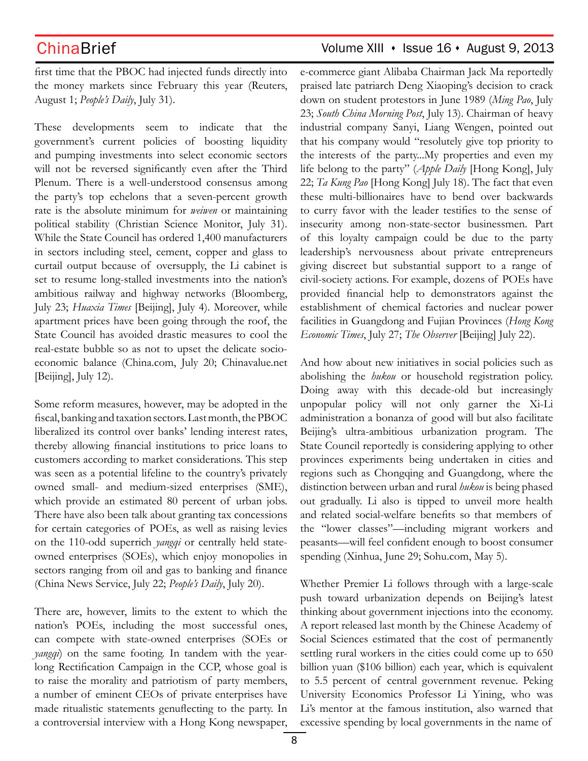first time that the PBOC had injected funds directly into the money markets since February this year (Reuters, August 1; *People's Daily*, July 31).

These developments seem to indicate that the government's current policies of boosting liquidity and pumping investments into select economic sectors will not be reversed significantly even after the Third Plenum. There is a well-understood consensus among the party's top echelons that a seven-percent growth rate is the absolute minimum for *weiwen* or maintaining political stability (Christian Science Monitor, July 31). While the State Council has ordered 1,400 manufacturers in sectors including steel, cement, copper and glass to curtail output because of oversupply, the Li cabinet is set to resume long-stalled investments into the nation's ambitious railway and highway networks (Bloomberg, July 23; *Huaxia Times* [Beijing], July 4). Moreover, while apartment prices have been going through the roof, the State Council has avoided drastic measures to cool the real-estate bubble so as not to upset the delicate socio-economic balance (China.com, July 20; Chinavalue.net [Beijing], July 12).

Some reform measures, however, may be adopted in the fiscal, banking and taxation sectors. Last month, the PBOC liberalized its control over banks' lending interest rates, thereby allowing financial institutions to price loans to customers according to market considerations. This step was seen as a potential lifeline to the country's privately owned small- and medium-sized enterprises (SME), which provide an estimated 80 percent of urban jobs. There have also been talk about granting tax concessions for certain categories of POEs, as well as raising levies on the 110-odd superrich *yangqi* or centrally held state-owned enterprises (SOEs), which enjoy monopolies in sectors ranging from oil and gas to banking and finance (China News Service, July 22; *People's Daily*, July 20).

There are, however, limits to the extent to which the nation's POEs, including the most successful ones, can compete with state-owned enterprises (SOEs or *yangqi*) on the same footing. In tandem with the year-long Rectification Campaign in the CCP, whose goal is to raise the morality and patriotism of party members, a number of eminent CEOs of private enterprises have made ritualistic statements genuflecting to the party. In a controversial interview with a Hong Kong newspaper, e-commerce giant Alibaba Chairman Jack Ma reportedly praised late patriarch Deng Xiaoping's decision to crack down on student protestors in June 1989 (*Ming Pao*, July 23; *South China Morning Post*, July 13). Chairman of heavy industrial company Sanyi, Liang Wengen, pointed out that his company would "resolutely give top priority to the interests of the party...My properties and even my life belong to the party" (*Apple Daily* [Hong Kong], July 22; *Ta Kung Pao* [Hong Kong] July 18). The fact that even these multi-billionaires have to bend over backwards to curry favor with the leader testifies to the sense of insecurity among non-state-sector businessmen. Part of this loyalty campaign could be due to the party leadership's nervousness about private entrepreneurs giving discreet but substantial support to a range of civil-society actions. For example, dozens of POEs have provided financial help to demonstrators against the establishment of chemical factories and nuclear power facilities in Guangdong and Fujian Provinces (*Hong Kong Economic Times*, July 27; *The Observer* [Beijing] July 22).

And how about new initiatives in social policies such as abolishing the *hukou* or household registration policy. Doing away with this decade-old but increasingly unpopular policy will not only garner the Xi-Li administration a bonanza of good will but also facilitate Beijing's ultra-ambitious urbanization program. The State Council reportedly is considering applying to other provinces experiments being undertaken in cities and regions such as Chongqing and Guangdong, where the distinction between urban and rural *hukou* is being phased out gradually. Li also is tipped to unveil more health and related social-welfare benefits so that members of the "lower classes"—including migrant workers and peasants—will feel confident enough to boost consumer spending (Xinhua, June 29; Sohu.com, May 5).

Whether Premier Li follows through with a large-scale push toward urbanization depends on Beijing's latest thinking about government injections into the economy. A report released last month by the Chinese Academy of Social Sciences estimated that the cost of permanently settling rural workers in the cities could come up to 650 billion yuan ($106 billion) each year, which is equivalent to 5.5 percent of central government revenue. Peking University Economics Professor Li Yining, who was Li's mentor at the famous institution, also warned that excessive spending by local governments in the name of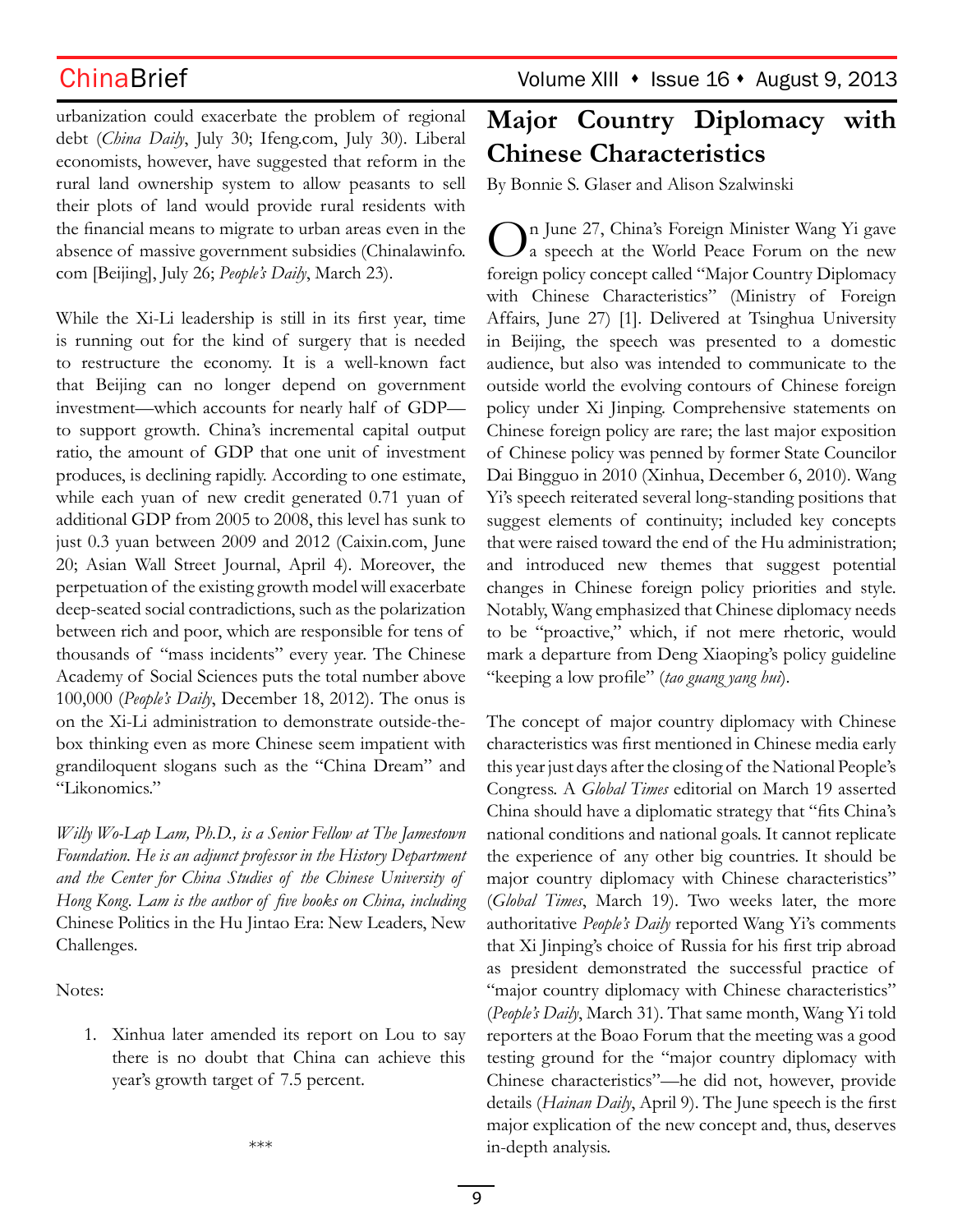urbanization could exacerbate the problem of regional debt (*China Daily*, July 30; Ifeng.com, July 30). Liberal economists, however, have suggested that reform in the rural land ownership system to allow peasants to sell their plots of land would provide rural residents with the financial means to migrate to urban areas even in the absence of massive government subsidies (Chinalawinfo.com [Beijing], July 26; *People's Daily*, March 23).

While the Xi-Li leadership is still in its first year, time is running out for the kind of surgery that is needed to restructure the economy. It is a well-known fact that Beijing can no longer depend on government investment—which accounts for nearly half of GDP—to support growth. China's incremental capital output ratio, the amount of GDP that one unit of investment produces, is declining rapidly. According to one estimate, while each yuan of new credit generated 0.71 yuan of additional GDP from 2005 to 2008, this level has sunk to just 0.3 yuan between 2009 and 2012 (Caixin.com, June 20; Asian Wall Street Journal, April 4). Moreover, the perpetuation of the existing growth model will exacerbate deep-seated social contradictions, such as the polarization between rich and poor, which are responsible for tens of thousands of "mass incidents" every year. The Chinese Academy of Social Sciences puts the total number above 100,000 (*People's Daily*, December 18, 2012). The onus is on the Xi-Li administration to demonstrate outside-the-box thinking even as more Chinese seem impatient with grandiloquent slogans such as the "China Dream" and "Likonomics."

*Willy Wo-Lap Lam, Ph.D., is a Senior Fellow at The Jamestown Foundation. He is an adjunct professor in the History Department and the Center for China Studies of the Chinese University of Hong Kong. Lam is the author of five books on China, including* Chinese Politics in the Hu Jintao Era: New Leaders, New Challenges.

Notes:

1. Xinhua later amended its report on Lou to say there is no doubt that China can achieve this year's growth target of 7.5 percent.

\*\*\*

# Major Country Diplomacy with Chinese Characteristics

By Bonnie S. Glaser and Alison Szalwinski

On June 27, China's Foreign Minister Wang Yi gave a speech at the World Peace Forum on the new foreign policy concept called "Major Country Diplomacy with Chinese Characteristics" (Ministry of Foreign Affairs, June 27) [1]. Delivered at Tsinghua University in Beijing, the speech was presented to a domestic audience, but also was intended to communicate to the outside world the evolving contours of Chinese foreign policy under Xi Jinping. Comprehensive statements on Chinese foreign policy are rare; the last major exposition of Chinese policy was penned by former State Councilor Dai Bingguo in 2010 (Xinhua, December 6, 2010). Wang Yi's speech reiterated several long-standing positions that suggest elements of continuity; included key concepts that were raised toward the end of the Hu administration; and introduced new themes that suggest potential changes in Chinese foreign policy priorities and style. Notably, Wang emphasized that Chinese diplomacy needs to be "proactive," which, if not mere rhetoric, would mark a departure from Deng Xiaoping's policy guideline "keeping a low profile" (*tao guang yang hui*).

The concept of major country diplomacy with Chinese characteristics was first mentioned in Chinese media early this year just days after the closing of the National People's Congress. A *Global Times* editorial on March 19 asserted China should have a diplomatic strategy that "fits China's national conditions and national goals. It cannot replicate the experience of any other big countries. It should be major country diplomacy with Chinese characteristics" (*Global Times*, March 19). Two weeks later, the more authoritative *People's Daily* reported Wang Yi's comments that Xi Jinping's choice of Russia for his first trip abroad as president demonstrated the successful practice of "major country diplomacy with Chinese characteristics" (*People's Daily*, March 31). That same month, Wang Yi told reporters at the Boao Forum that the meeting was a good testing ground for the "major country diplomacy with Chinese characteristics"—he did not, however, provide details (*Hainan Daily*, April 9). The June speech is the first major explication of the new concept and, thus, deserves in-depth analysis.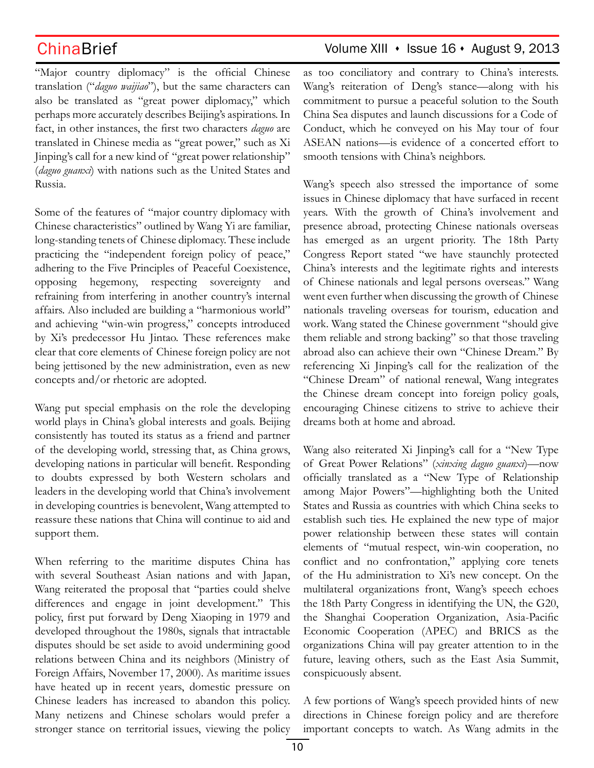"Major country diplomacy" is the official Chinese translation ("*daguo waijiao*"), but the same characters can also be translated as "great power diplomacy," which perhaps more accurately describes Beijing's aspirations. In fact, in other instances, the first two characters *daguo* are translated in Chinese media as "great power," such as Xi Jinping's call for a new kind of "great power relationship" (*daguo guanxi*) with nations such as the United States and Russia.

Some of the features of "major country diplomacy with Chinese characteristics" outlined by Wang Yi are familiar, long-standing tenets of Chinese diplomacy. These include practicing the "independent foreign policy of peace," adhering to the Five Principles of Peaceful Coexistence, opposing hegemony, respecting sovereignty and refraining from interfering in another country's internal affairs. Also included are building a "harmonious world" and achieving "win-win progress," concepts introduced by Xi's predecessor Hu Jintao. These references make clear that core elements of Chinese foreign policy are not being jettisoned by the new administration, even as new concepts and/or rhetoric are adopted.

Wang put special emphasis on the role the developing world plays in China's global interests and goals. Beijing consistently has touted its status as a friend and partner of the developing world, stressing that, as China grows, developing nations in particular will benefit. Responding to doubts expressed by both Western scholars and leaders in the developing world that China's involvement in developing countries is benevolent, Wang attempted to reassure these nations that China will continue to aid and support them.

When referring to the maritime disputes China has with several Southeast Asian nations and with Japan, Wang reiterated the proposal that "parties could shelve differences and engage in joint development." This policy, first put forward by Deng Xiaoping in 1979 and developed throughout the 1980s, signals that intractable disputes should be set aside to avoid undermining good relations between China and its neighbors (Ministry of Foreign Affairs, November 17, 2000). As maritime issues have heated up in recent years, domestic pressure on Chinese leaders has increased to abandon this policy. Many netizens and Chinese scholars would prefer a stronger stance on territorial issues, viewing the policy as too conciliatory and contrary to China's interests. Wang's reiteration of Deng's stance—along with his commitment to pursue a peaceful solution to the South China Sea disputes and launch discussions for a Code of Conduct, which he conveyed on his May tour of four ASEAN nations—is evidence of a concerted effort to smooth tensions with China's neighbors.

Wang's speech also stressed the importance of some issues in Chinese diplomacy that have surfaced in recent years. With the growth of China's involvement and presence abroad, protecting Chinese nationals overseas has emerged as an urgent priority. The 18th Party Congress Report stated "we have staunchly protected China's interests and the legitimate rights and interests of Chinese nationals and legal persons overseas." Wang went even further when discussing the growth of Chinese nationals traveling overseas for tourism, education and work. Wang stated the Chinese government "should give them reliable and strong backing" so that those traveling abroad also can achieve their own "Chinese Dream." By referencing Xi Jinping's call for the realization of the "Chinese Dream" of national renewal, Wang integrates the Chinese dream concept into foreign policy goals, encouraging Chinese citizens to strive to achieve their dreams both at home and abroad.

Wang also reiterated Xi Jinping's call for a "New Type of Great Power Relations" (*xinxing daguo guanxi*)—now officially translated as a "New Type of Relationship among Major Powers"—highlighting both the United States and Russia as countries with which China seeks to establish such ties. He explained the new type of major power relationship between these states will contain elements of "mutual respect, win-win cooperation, no conflict and no confrontation," applying core tenets of the Hu administration to Xi's new concept. On the multilateral organizations front, Wang's speech echoes the 18th Party Congress in identifying the UN, the G20, the Shanghai Cooperation Organization, Asia-Pacific Economic Cooperation (APEC) and BRICS as the organizations China will pay greater attention to in the future, leaving others, such as the East Asia Summit, conspicuously absent.

A few portions of Wang's speech provided hints of new directions in Chinese foreign policy and are therefore important concepts to watch. As Wang admits in the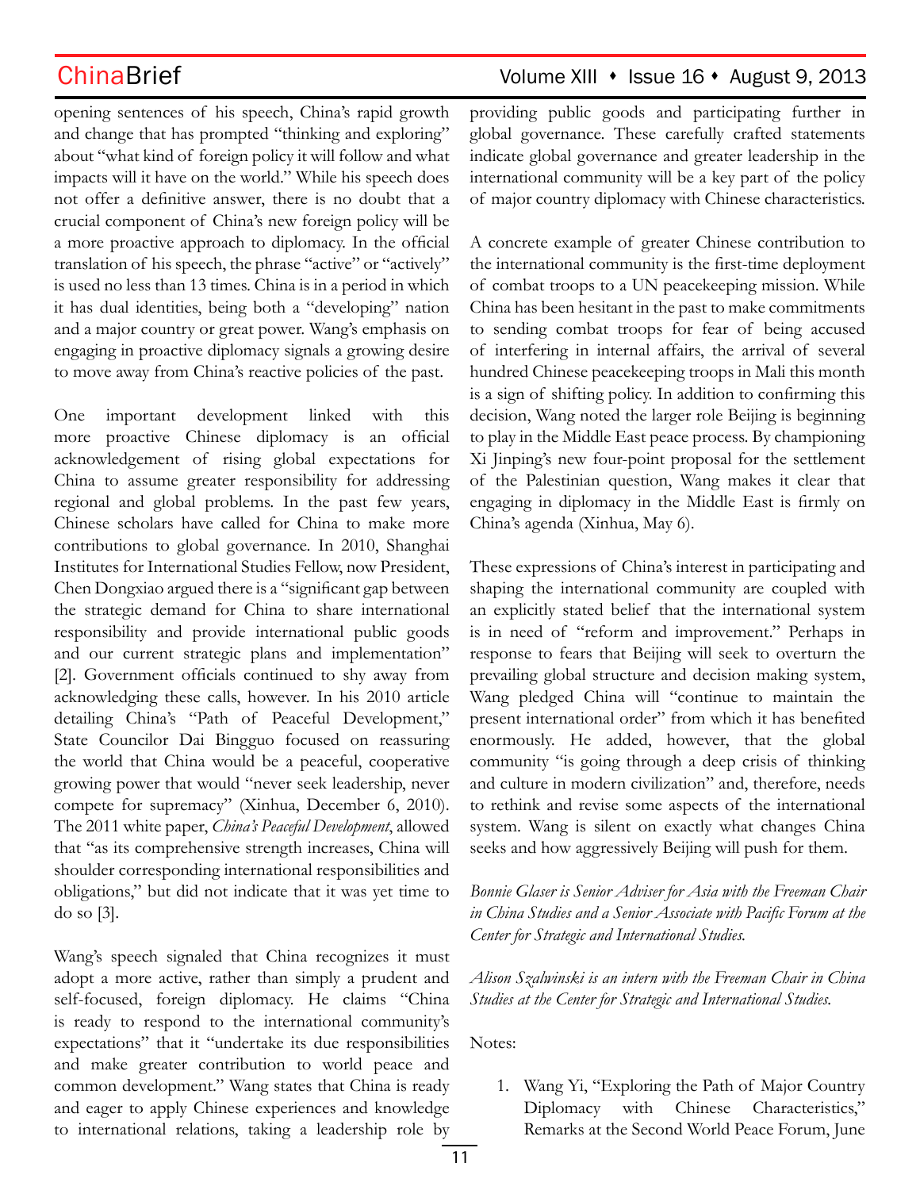opening sentences of his speech, China's rapid growth and change that has prompted "thinking and exploring" about "what kind of foreign policy it will follow and what impacts will it have on the world." While his speech does not offer a definitive answer, there is no doubt that a crucial component of China's new foreign policy will be a more proactive approach to diplomacy. In the official translation of his speech, the phrase "active" or "actively" is used no less than 13 times. China is in a period in which it has dual identities, being both a "developing" nation and a major country or great power. Wang's emphasis on engaging in proactive diplomacy signals a growing desire to move away from China's reactive policies of the past.

One important development linked with this more proactive Chinese diplomacy is an official acknowledgement of rising global expectations for China to assume greater responsibility for addressing regional and global problems. In the past few years, Chinese scholars have called for China to make more contributions to global governance. In 2010, Shanghai Institutes for International Studies Fellow, now President, Chen Dongxiao argued there is a "significant gap between the strategic demand for China to share international responsibility and provide international public goods and our current strategic plans and implementation" [2]. Government officials continued to shy away from acknowledging these calls, however. In his 2010 article detailing China's "Path of Peaceful Development," State Councilor Dai Bingguo focused on reassuring the world that China would be a peaceful, cooperative growing power that would "never seek leadership, never compete for supremacy" (Xinhua, December 6, 2010). The 2011 white paper, *China's Peaceful Development*, allowed that "as its comprehensive strength increases, China will shoulder corresponding international responsibilities and obligations," but did not indicate that it was yet time to do so [3].

Wang's speech signaled that China recognizes it must adopt a more active, rather than simply a prudent and self-focused, foreign diplomacy. He claims "China is ready to respond to the international community's expectations" that it "undertake its due responsibilities and make greater contribution to world peace and common development." Wang states that China is ready and eager to apply Chinese experiences and knowledge to international relations, taking a leadership role by providing public goods and participating further in global governance. These carefully crafted statements indicate global governance and greater leadership in the international community will be a key part of the policy of major country diplomacy with Chinese characteristics.

A concrete example of greater Chinese contribution to the international community is the first-time deployment of combat troops to a UN peacekeeping mission. While China has been hesitant in the past to make commitments to sending combat troops for fear of being accused of interfering in internal affairs, the arrival of several hundred Chinese peacekeeping troops in Mali this month is a sign of shifting policy. In addition to confirming this decision, Wang noted the larger role Beijing is beginning to play in the Middle East peace process. By championing Xi Jinping's new four-point proposal for the settlement of the Palestinian question, Wang makes it clear that engaging in diplomacy in the Middle East is firmly on China's agenda (Xinhua, May 6).

These expressions of China's interest in participating and shaping the international community are coupled with an explicitly stated belief that the international system is in need of "reform and improvement." Perhaps in response to fears that Beijing will seek to overturn the prevailing global structure and decision making system, Wang pledged China will "continue to maintain the present international order" from which it has benefited enormously. He added, however, that the global community "is going through a deep crisis of thinking and culture in modern civilization" and, therefore, needs to rethink and revise some aspects of the international system. Wang is silent on exactly what changes China seeks and how aggressively Beijing will push for them.

*Bonnie Glaser is Senior Adviser for Asia with the Freeman Chair in China Studies and a Senior Associate with Pacific Forum at the Center for Strategic and International Studies.*

*Alison Szalwinski is an intern with the Freeman Chair in China Studies at the Center for Strategic and International Studies.*

Notes:

1. Wang Yi, "Exploring the Path of Major Country Diplomacy with Chinese Characteristics," Remarks at the Second World Peace Forum, June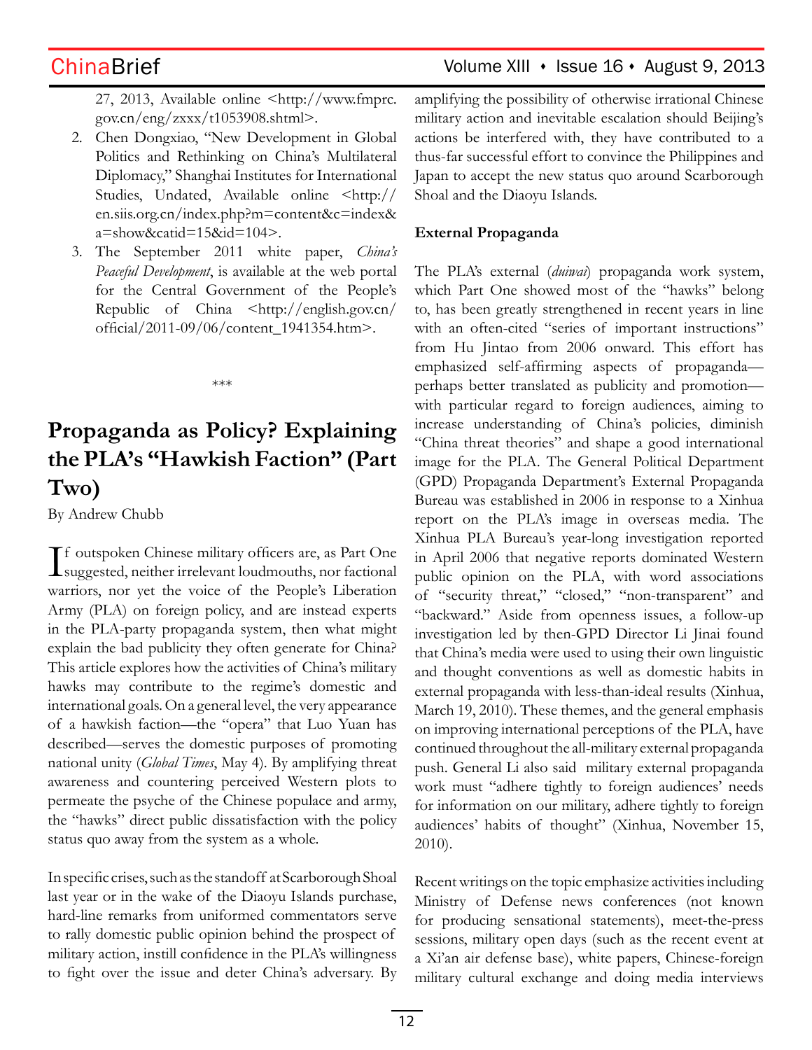27, 2013, Available online <http://www.fmprc.gov.cn/eng/zxxx/t1053908.shtml>.

2. Chen Dongxiao, "New Development in Global Politics and Rethinking on China's Multilateral Diplomacy," Shanghai Institutes for International Studies, Undated, Available online <http://en.siis.org.cn/index.php?m=content&c=index&a=show&catid=15&id=104>.
3. The September 2011 white paper, *China's Peaceful Development*, is available at the web portal for the Central Government of the People's Republic of China <http://english.gov.cn/official/2011-09/06/content_1941354.htm>.

***

# Propaganda as Policy? Explaining the PLA's "Hawkish Faction" (Part Two)

By Andrew Chubb

If outspoken Chinese military officers are, as Part One suggested, neither irrelevant loudmouths, nor factional warriors, nor yet the voice of the People's Liberation Army (PLA) on foreign policy, and are instead experts in the PLA-party propaganda system, then what might explain the bad publicity they often generate for China? This article explores how the activities of China's military hawks may contribute to the regime's domestic and international goals. On a general level, the very appearance of a hawkish faction—the "opera" that Luo Yuan has described—serves the domestic purposes of promoting national unity (*Global Times*, May 4). By amplifying threat awareness and countering perceived Western plots to permeate the psyche of the Chinese populace and army, the "hawks" direct public dissatisfaction with the policy status quo away from the system as a whole.

In specific crises, such as the standoff at Scarborough Shoal last year or in the wake of the Diaoyu Islands purchase, hard-line remarks from uniformed commentators serve to rally domestic public opinion behind the prospect of military action, instill confidence in the PLA's willingness to fight over the issue and deter China's adversary. By amplifying the possibility of otherwise irrational Chinese military action and inevitable escalation should Beijing's actions be interfered with, they have contributed to a thus-far successful effort to convince the Philippines and Japan to accept the new status quo around Scarborough Shoal and the Diaoyu Islands.

**External Propaganda**

The PLA's external (*duiwai*) propaganda work system, which Part One showed most of the "hawks" belong to, has been greatly strengthened in recent years in line with an often-cited "series of important instructions" from Hu Jintao from 2006 onward. This effort has emphasized self-affirming aspects of propaganda—perhaps better translated as publicity and promotion—with particular regard to foreign audiences, aiming to increase understanding of China's policies, diminish "China threat theories" and shape a good international image for the PLA. The General Political Department (GPD) Propaganda Department's External Propaganda Bureau was established in 2006 in response to a Xinhua report on the PLA's image in overseas media. The Xinhua PLA Bureau's year-long investigation reported in April 2006 that negative reports dominated Western public opinion on the PLA, with word associations of "security threat," "closed," "non-transparent" and "backward." Aside from openness issues, a follow-up investigation led by then-GPD Director Li Jinai found that China's media were used to using their own linguistic and thought conventions as well as domestic habits in external propaganda with less-than-ideal results (Xinhua, March 19, 2010). These themes, and the general emphasis on improving international perceptions of the PLA, have continued throughout the all-military external propaganda push. General Li also said military external propaganda work must "adhere tightly to foreign audiences' needs for information on our military, adhere tightly to foreign audiences' habits of thought" (Xinhua, November 15, 2010).

Recent writings on the topic emphasize activities including Ministry of Defense news conferences (not known for producing sensational statements), meet-the-press sessions, military open days (such as the recent event at a Xi'an air defense base), white papers, Chinese-foreign military cultural exchange and doing media interviews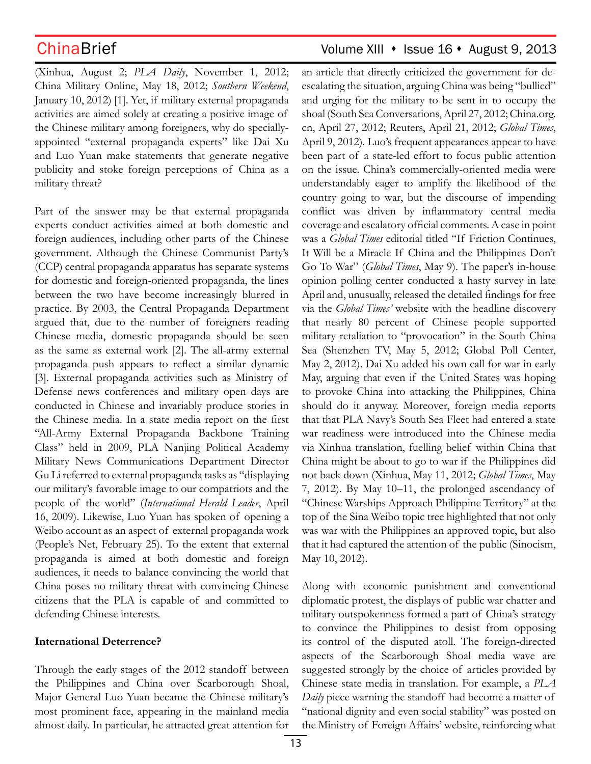(Xinhua, August 2; *PLA Daily*, November 1, 2012; China Military Online, May 18, 2012; *Southern Weekend*, January 10, 2012) [1]. Yet, if military external propaganda activities are aimed solely at creating a positive image of the Chinese military among foreigners, why do specially-appointed "external propaganda experts" like Dai Xu and Luo Yuan make statements that generate negative publicity and stoke foreign perceptions of China as a military threat?

Part of the answer may be that external propaganda experts conduct activities aimed at both domestic and foreign audiences, including other parts of the Chinese government. Although the Chinese Communist Party's (CCP) central propaganda apparatus has separate systems for domestic and foreign-oriented propaganda, the lines between the two have become increasingly blurred in practice. By 2003, the Central Propaganda Department argued that, due to the number of foreigners reading Chinese media, domestic propaganda should be seen as the same as external work [2]. The all-army external propaganda push appears to reflect a similar dynamic [3]. External propaganda activities such as Ministry of Defense news conferences and military open days are conducted in Chinese and invariably produce stories in the Chinese media. In a state media report on the first "All-Army External Propaganda Backbone Training Class" held in 2009, PLA Nanjing Political Academy Military News Communications Department Director Gu Li referred to external propaganda tasks as "displaying our military's favorable image to our compatriots and the people of the world" (*International Herald Leader*, April 16, 2009). Likewise, Luo Yuan has spoken of opening a Weibo account as an aspect of external propaganda work (People's Net, February 25). To the extent that external propaganda is aimed at both domestic and foreign audiences, it needs to balance convincing the world that China poses no military threat with convincing Chinese citizens that the PLA is capable of and committed to defending Chinese interests.

**International Deterrence?**

Through the early stages of the 2012 standoff between the Philippines and China over Scarborough Shoal, Major General Luo Yuan became the Chinese military's most prominent face, appearing in the mainland media almost daily. In particular, he attracted great attention for an article that directly criticized the government for de-escalating the situation, arguing China was being "bullied" and urging for the military to be sent in to occupy the shoal (South Sea Conversations, April 27, 2012; China.org.cn, April 27, 2012; Reuters, April 21, 2012; *Global Times*, April 9, 2012). Luo's frequent appearances appear to have been part of a state-led effort to focus public attention on the issue. China's commercially-oriented media were understandably eager to amplify the likelihood of the country going to war, but the discourse of impending conflict was driven by inflammatory central media coverage and escalatory official comments. A case in point was a *Global Times* editorial titled "If Friction Continues, It Will be a Miracle If China and the Philippines Don't Go To War" (*Global Times*, May 9). The paper's in-house opinion polling center conducted a hasty survey in late April and, unusually, released the detailed findings for free via the *Global Times'* website with the headline discovery that nearly 80 percent of Chinese people supported military retaliation to "provocation" in the South China Sea (Shenzhen TV, May 5, 2012; Global Poll Center, May 2, 2012). Dai Xu added his own call for war in early May, arguing that even if the United States was hoping to provoke China into attacking the Philippines, China should do it anyway. Moreover, foreign media reports that that PLA Navy's South Sea Fleet had entered a state war readiness were introduced into the Chinese media via Xinhua translation, fuelling belief within China that China might be about to go to war if the Philippines did not back down (Xinhua, May 11, 2012; *Global Times*, May 7, 2012). By May 10–11, the prolonged ascendancy of "Chinese Warships Approach Philippine Territory" at the top of the Sina Weibo topic tree highlighted that not only was war with the Philippines an approved topic, but also that it had captured the attention of the public (Sinocism, May 10, 2012).

Along with economic punishment and conventional diplomatic protest, the displays of public war chatter and military outspokenness formed a part of China's strategy to convince the Philippines to desist from opposing its control of the disputed atoll. The foreign-directed aspects of the Scarborough Shoal media wave are suggested strongly by the choice of articles provided by Chinese state media in translation. For example, a *PLA Daily* piece warning the standoff had become a matter of "national dignity and even social stability" was posted on the Ministry of Foreign Affairs' website, reinforcing what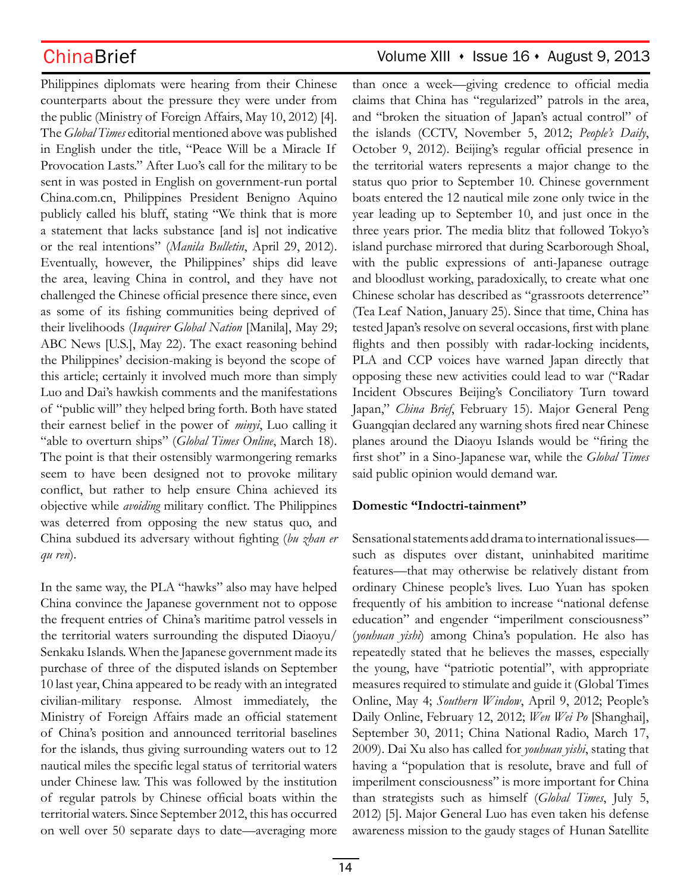Philippines diplomats were hearing from their Chinese counterparts about the pressure they were under from the public (Ministry of Foreign Affairs, May 10, 2012) [4]. The *Global Times* editorial mentioned above was published in English under the title, "Peace Will be a Miracle If Provocation Lasts." After Luo's call for the military to be sent in was posted in English on government-run portal China.com.cn, Philippines President Benigno Aquino publicly called his bluff, stating "We think that is more a statement that lacks substance [and is] not indicative or the real intentions" (*Manila Bulletin*, April 29, 2012). Eventually, however, the Philippines' ships did leave the area, leaving China in control, and they have not challenged the Chinese official presence there since, even as some of its fishing communities being deprived of their livelihoods (*Inquirer Global Nation* [Manila], May 29; ABC News [U.S.], May 22). The exact reasoning behind the Philippines' decision-making is beyond the scope of this article; certainly it involved much more than simply Luo and Dai's hawkish comments and the manifestations of "public will" they helped bring forth. Both have stated their earnest belief in the power of *minyi*, Luo calling it "able to overturn ships" (*Global Times Online*, March 18). The point is that their ostensibly warmongering remarks seem to have been designed not to provoke military conflict, but rather to help ensure China achieved its objective while *avoiding* military conflict. The Philippines was deterred from opposing the new status quo, and China subdued its adversary without fighting (*bu zhan er qu ren*).

In the same way, the PLA "hawks" also may have helped China convince the Japanese government not to oppose the frequent entries of China's maritime patrol vessels in the territorial waters surrounding the disputed Diaoyu/Senkaku Islands. When the Japanese government made its purchase of three of the disputed islands on September 10 last year, China appeared to be ready with an integrated civilian-military response. Almost immediately, the Ministry of Foreign Affairs made an official statement of China's position and announced territorial baselines for the islands, thus giving surrounding waters out to 12 nautical miles the specific legal status of territorial waters under Chinese law. This was followed by the institution of regular patrols by Chinese official boats within the territorial waters. Since September 2012, this has occurred on well over 50 separate days to date—averaging more than once a week—giving credence to official media claims that China has "regularized" patrols in the area, and "broken the situation of Japan's actual control" of the islands (CCTV, November 5, 2012; *People's Daily*, October 9, 2012). Beijing's regular official presence in the territorial waters represents a major change to the status quo prior to September 10. Chinese government boats entered the 12 nautical mile zone only twice in the year leading up to September 10, and just once in the three years prior. The media blitz that followed Tokyo's island purchase mirrored that during Scarborough Shoal, with the public expressions of anti-Japanese outrage and bloodlust working, paradoxically, to create what one Chinese scholar has described as "grassroots deterrence" (Tea Leaf Nation, January 25). Since that time, China has tested Japan's resolve on several occasions, first with plane flights and then possibly with radar-locking incidents, PLA and CCP voices have warned Japan directly that opposing these new activities could lead to war ("Radar Incident Obscures Beijing's Conciliatory Turn toward Japan," *China Brief*, February 15). Major General Peng Guangqian declared any warning shots fired near Chinese planes around the Diaoyu Islands would be "firing the first shot" in a Sino-Japanese war, while the *Global Times* said public opinion would demand war.

**Domestic "Indoctri-tainment"**

Sensational statements add drama to international issues—such as disputes over distant, uninhabited maritime features—that may otherwise be relatively distant from ordinary Chinese people's lives. Luo Yuan has spoken frequently of his ambition to increase "national defense education" and engender "imperilment consciousness" (*youhuan yishi*) among China's population. He also has repeatedly stated that he believes the masses, especially the young, have "patriotic potential", with appropriate measures required to stimulate and guide it (Global Times Online, May 4; *Southern Window*, April 9, 2012; People's Daily Online, February 12, 2012; *Wen Wei Po* [Shanghai], September 30, 2011; China National Radio, March 17, 2009). Dai Xu also has called for *youhuan yishi*, stating that having a "population that is resolute, brave and full of imperilment consciousness" is more important for China than strategists such as himself (*Global Times*, July 5, 2012) [5]. Major General Luo has even taken his defense awareness mission to the gaudy stages of Hunan Satellite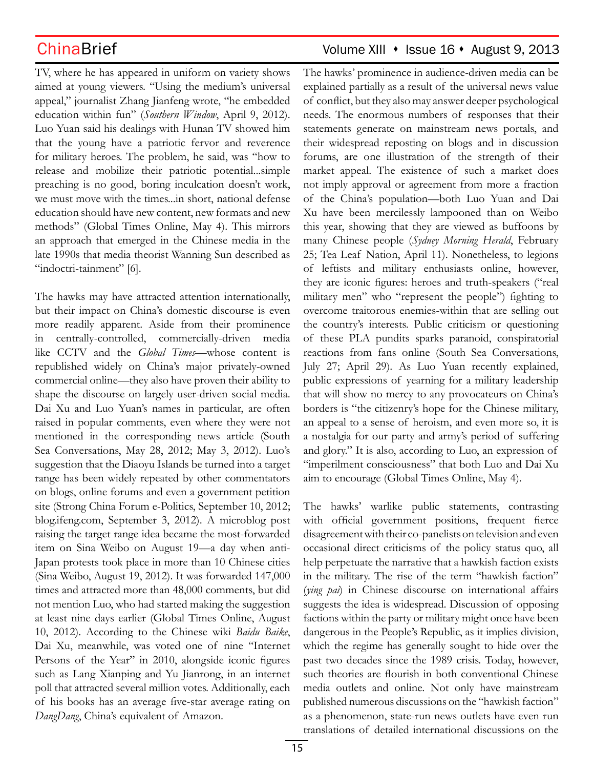TV, where he has appeared in uniform on variety shows aimed at young viewers. "Using the medium's universal appeal," journalist Zhang Jianfeng wrote, "he embedded education within fun" (*Southern Window*, April 9, 2012). Luo Yuan said his dealings with Hunan TV showed him that the young have a patriotic fervor and reverence for military heroes. The problem, he said, was "how to release and mobilize their patriotic potential...simple preaching is no good, boring inculcation doesn't work, we must move with the times...in short, national defense education should have new content, new formats and new methods" (Global Times Online, May 4). This mirrors an approach that emerged in the Chinese media in the late 1990s that media theorist Wanning Sun described as "indoctri-tainment" [6].

The hawks may have attracted attention internationally, but their impact on China's domestic discourse is even more readily apparent. Aside from their prominence in centrally-controlled, commercially-driven media like CCTV and the *Global Times*—whose content is republished widely on China's major privately-owned commercial online—they also have proven their ability to shape the discourse on largely user-driven social media. Dai Xu and Luo Yuan's names in particular, are often raised in popular comments, even where they were not mentioned in the corresponding news article (South Sea Conversations, May 28, 2012; May 3, 2012). Luo's suggestion that the Diaoyu Islands be turned into a target range has been widely repeated by other commentators on blogs, online forums and even a government petition site (Strong China Forum e-Politics, September 10, 2012; blog.ifeng.com, September 3, 2012). A microblog post raising the target range idea became the most-forwarded item on Sina Weibo on August 19—a day when anti-Japan protests took place in more than 10 Chinese cities (Sina Weibo, August 19, 2012). It was forwarded 147,000 times and attracted more than 48,000 comments, but did not mention Luo, who had started making the suggestion at least nine days earlier (Global Times Online, August 10, 2012). According to the Chinese wiki *Baidu Baike*, Dai Xu, meanwhile, was voted one of nine "Internet Persons of the Year" in 2010, alongside iconic figures such as Lang Xianping and Yu Jianrong, in an internet poll that attracted several million votes. Additionally, each of his books has an average five-star average rating on *DangDang*, China's equivalent of Amazon.

The hawks' prominence in audience-driven media can be explained partially as a result of the universal news value of conflict, but they also may answer deeper psychological needs. The enormous numbers of responses that their statements generate on mainstream news portals, and their widespread reposting on blogs and in discussion forums, are one illustration of the strength of their market appeal. The existence of such a market does not imply approval or agreement from more a fraction of the China's population—both Luo Yuan and Dai Xu have been mercilessly lampooned than on Weibo this year, showing that they are viewed as buffoons by many Chinese people (*Sydney Morning Herald*, February 25; Tea Leaf Nation, April 11). Nonetheless, to legions of leftists and military enthusiasts online, however, they are iconic figures: heroes and truth-speakers ("real military men" who "represent the people") fighting to overcome traitorous enemies-within that are selling out the country's interests. Public criticism or questioning of these PLA pundits sparks paranoid, conspiratorial reactions from fans online (South Sea Conversations, July 27; April 29). As Luo Yuan recently explained, public expressions of yearning for a military leadership that will show no mercy to any provocateurs on China's borders is "the citizenry's hope for the Chinese military, an appeal to a sense of heroism, and even more so, it is a nostalgia for our party and army's period of suffering and glory." It is also, according to Luo, an expression of "imperilment consciousness" that both Luo and Dai Xu aim to encourage (Global Times Online, May 4).

The hawks' warlike public statements, contrasting with official government positions, frequent fierce disagreement with their co-panelists on television and even occasional direct criticisms of the policy status quo, all help perpetuate the narrative that a hawkish faction exists in the military. The rise of the term "hawkish faction" (*ying pai*) in Chinese discourse on international affairs suggests the idea is widespread. Discussion of opposing factions within the party or military might once have been dangerous in the People's Republic, as it implies division, which the regime has generally sought to hide over the past two decades since the 1989 crisis. Today, however, such theories are flourish in both conventional Chinese media outlets and online. Not only have mainstream published numerous discussions on the "hawkish faction" as a phenomenon, state-run news outlets have even run translations of detailed international discussions on the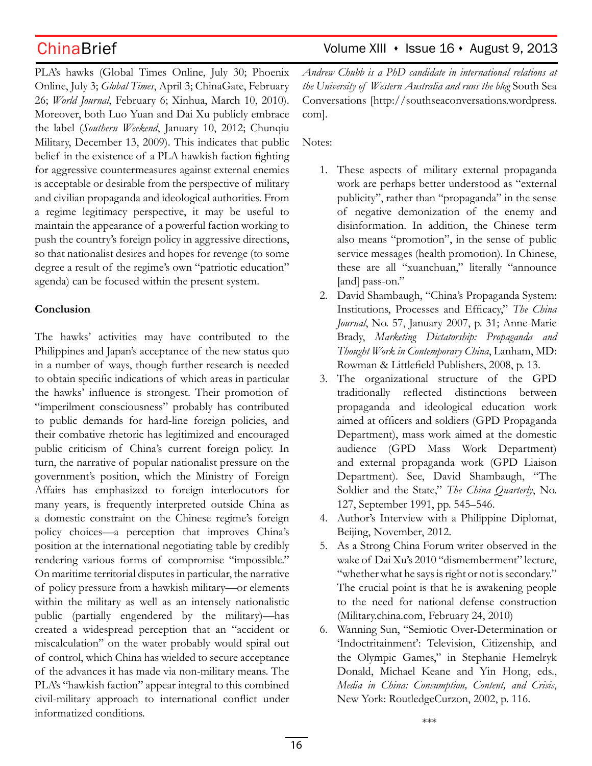PLA's hawks (Global Times Online, July 30; Phoenix Online, July 3; *Global Times*, April 3; ChinaGate, February 26; *World Journal*, February 6; Xinhua, March 10, 2010). Moreover, both Luo Yuan and Dai Xu publicly embrace the label (*Southern Weekend*, January 10, 2012; Chunqiu Military, December 13, 2009). This indicates that public belief in the existence of a PLA hawkish faction fighting for aggressive countermeasures against external enemies is acceptable or desirable from the perspective of military and civilian propaganda and ideological authorities. From a regime legitimacy perspective, it may be useful to maintain the appearance of a powerful faction working to push the country's foreign policy in aggressive directions, so that nationalist desires and hopes for revenge (to some degree a result of the regime's own "patriotic education" agenda) can be focused within the present system.

**Conclusion**

The hawks' activities may have contributed to the Philippines and Japan's acceptance of the new status quo in a number of ways, though further research is needed to obtain specific indications of which areas in particular the hawks' influence is strongest. Their promotion of "imperilment consciousness" probably has contributed to public demands for hard-line foreign policies, and their combative rhetoric has legitimized and encouraged public criticism of China's current foreign policy. In turn, the narrative of popular nationalist pressure on the government's position, which the Ministry of Foreign Affairs has emphasized to foreign interlocutors for many years, is frequently interpreted outside China as a domestic constraint on the Chinese regime's foreign policy choices—a perception that improves China's position at the international negotiating table by credibly rendering various forms of compromise "impossible." On maritime territorial disputes in particular, the narrative of policy pressure from a hawkish military—or elements within the military as well as an intensely nationalistic public (partially engendered by the military)—has created a widespread perception that an "accident or miscalculation" on the water probably would spiral out of control, which China has wielded to secure acceptance of the advances it has made via non-military means. The PLA's "hawkish faction" appear integral to this combined civil-military approach to international conflict under informatized conditions.

*Andrew Chubb is a PhD candidate in international relations at the University of Western Australia and runs the blog* South Sea Conversations [http://southseaconversations.wordpress.com].

Notes:

1. These aspects of military external propaganda work are perhaps better understood as "external publicity", rather than "propaganda" in the sense of negative demonization of the enemy and disinformation. In addition, the Chinese term also means "promotion", in the sense of public service messages (health promotion). In Chinese, these are all "xuanchuan," literally "announce [and] pass-on."
2. David Shambaugh, "China's Propaganda System: Institutions, Processes and Efficacy," *The China Journal*, No. 57, January 2007, p. 31; Anne-Marie Brady, *Marketing Dictatorship: Propaganda and Thought Work in Contemporary China*, Lanham, MD: Rowman & Littlefield Publishers, 2008, p. 13.
3. The organizational structure of the GPD traditionally reflected distinctions between propaganda and ideological education work aimed at officers and soldiers (GPD Propaganda Department), mass work aimed at the domestic audience (GPD Mass Work Department) and external propaganda work (GPD Liaison Department). See, David Shambaugh, "The Soldier and the State," *The China Quarterly*, No. 127, September 1991, pp. 545–546.
4. Author's Interview with a Philippine Diplomat, Beijing, November, 2012.
5. As a Strong China Forum writer observed in the wake of Dai Xu's 2010 "dismemberment" lecture, "whether what he says is right or not is secondary." The crucial point is that he is awakening people to the need for national defense construction (Military.china.com, February 24, 2010)
6. Wanning Sun, "Semiotic Over-Determination or 'Indoctritainment': Television, Citizenship, and the Olympic Games," in Stephanie Hemelryk Donald, Michael Keane and Yin Hong, eds., *Media in China: Consumption, Content, and Crisis*, New York: RoutledgeCurzon, 2002, p. 116.

\*\*\*